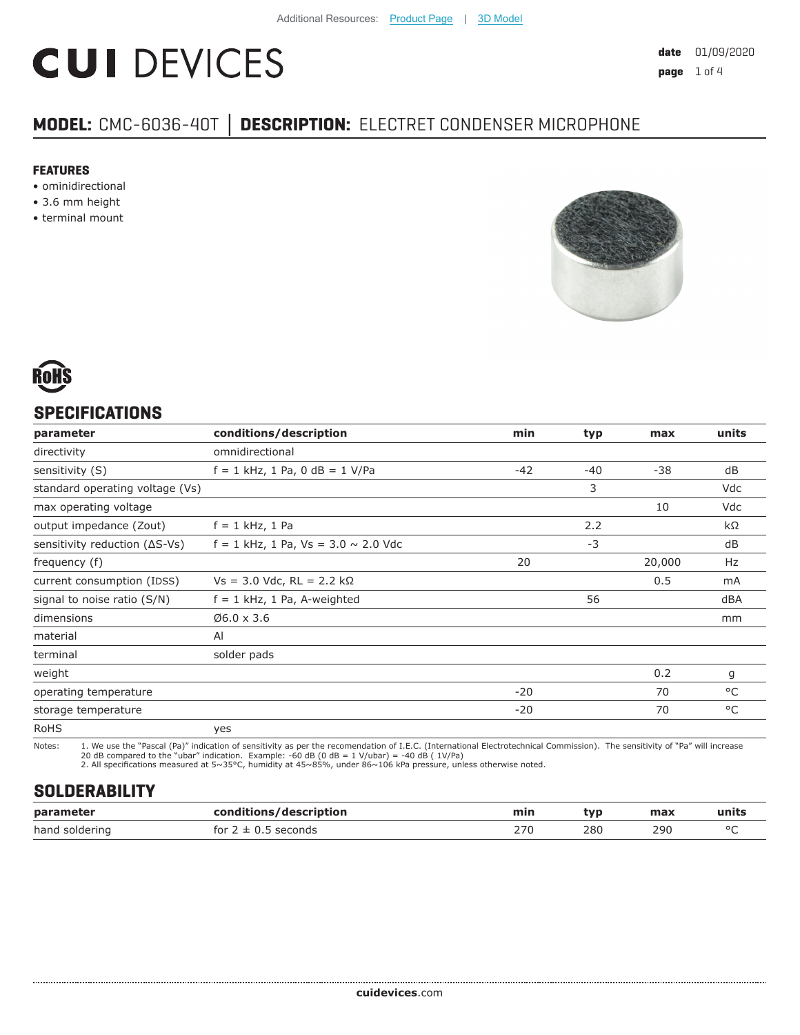Additional Resources: Product Page | 3D Model

# CUI DEVICES

**date** 01/09/2020

## MODEL: CMC-6036-40T | DESCRIPTION: ELECTRET CONDENSER MICROPHONE

### FEATURES

- ominidirectional
- 3.6 mm height
- terminal mount

RoHS

## SPECIFICATIONS

| parameter | conditions/description | min | typ | max | units |
|---|---|---|---|---|---|
| directivity | omnidirectional | | | | |
| sensitivity (S) | f = 1 kHz, 1 Pa, 0 dB = 1 V/Pa | -42 | -40 | -38 | dB |
| standard operating voltage (Vs) | | | 3 | | Vdc |
| max operating voltage | | | | 10 | Vdc |
| output impedance (Zout) | f = 1 kHz, 1 Pa | | 2.2 | | kΩ |
| sensitivity reduction (ΔS-Vs) | f = 1 kHz, 1 Pa, Vs = 3.0 ~ 2.0 Vdc | | -3 | | dB |
| frequency (f) | | 20 | | 20,000 | Hz |
| current consumption (IDSS) | Vs = 3.0 Vdc, RL = 2.2 kΩ | | | 0.5 | mA |
| signal to noise ratio (S/N) | f = 1 kHz, 1 Pa, A-weighted | | 56 | | dBA |
| dimensions | Ø6.0 x 3.6 | | | | mm |
| material | Al | | | | |
| terminal | solder pads | | | | |
| weight | | | | 0.2 | g |
| operating temperature | | -20 | | 70 | °C |
| storage temperature | | -20 | | 70 | °C |
| RoHS | yes | | | | |

Notes:
1. We use the "Pascal (Pa)" indication of sensitivity as per the recomendation of I.E.C. (International Electrotechnical Commission). The sensitivity of "Pa" will increase 20 dB compared to the "ubar" indication. Example: -60 dB (0 dB = 1 V/ubar) = -40 dB ( 1V/Pa)
2. All specifications measured at 5~35°C, humidity at 45~85%, under 86~106 kPa pressure, unless otherwise noted.

## SOLDERABILITY

| parameter | conditions/description | min | typ | max | units |
|---|---|---|---|---|---|
| hand soldering | for 2 ± 0.5 seconds | 270 | 280 | 290 | °C |

**cuidevices**.com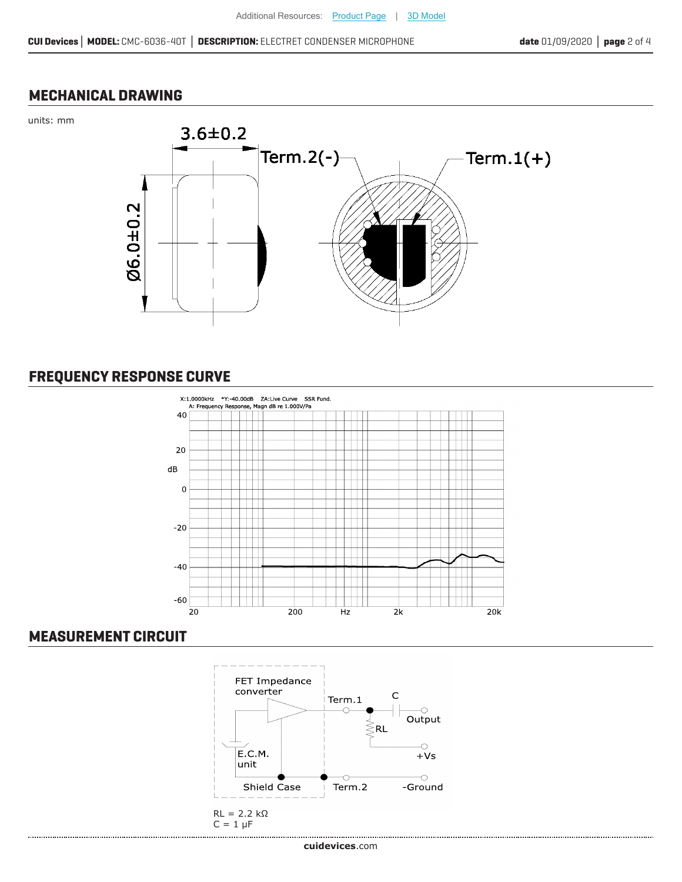## MECHANICAL DRAWING

units: mm

3.6±0.2

Ø6.0±0.2

Term.2(-)

Term.1(+)

## FREQUENCY RESPONSE CURVE

X:1.0000kHz *Y:-40.00dB ZA:Live Curve SSR Fund.
A: Frequency Response, Magn dB re 1.000V/Pa

## MEASUREMENT CIRCUIT

FET Impedance converter

Term.1

C

Output

RL

+Vs

E.C.M. unit

Shield Case

Term.2

-Ground

RL = 2.2 kΩ
C = 1 μF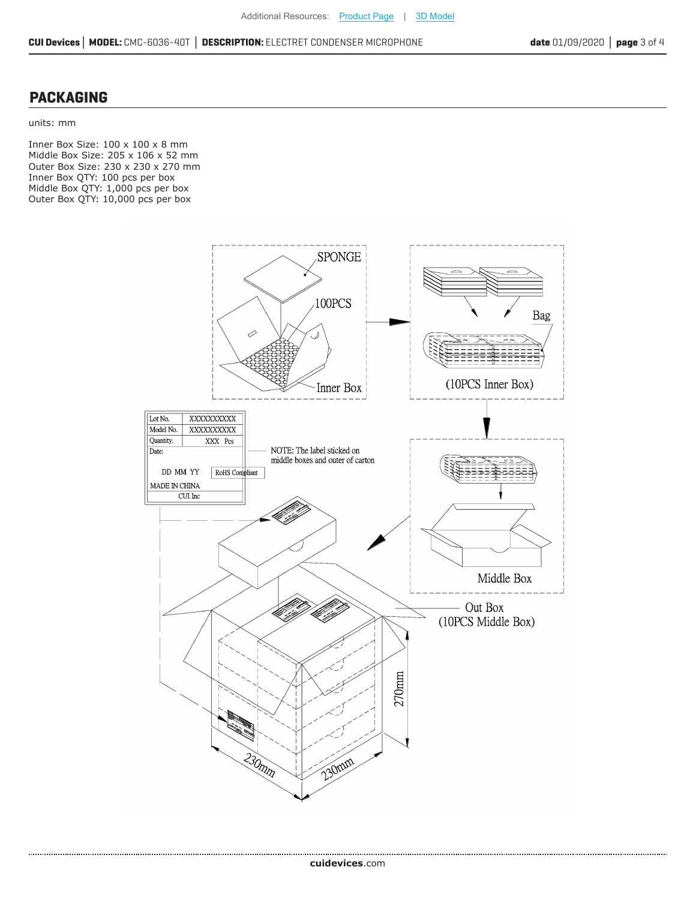## PACKAGING

units: mm

Inner Box Size: 100 x 100 x 8 mm
Middle Box Size: 205 x 106 x 52 mm
Outer Box Size: 230 x 230 x 270 mm
Inner Box QTY: 100 pcs per box
Middle Box QTY: 1,000 pcs per box
Outer Box QTY: 10,000 pcs per box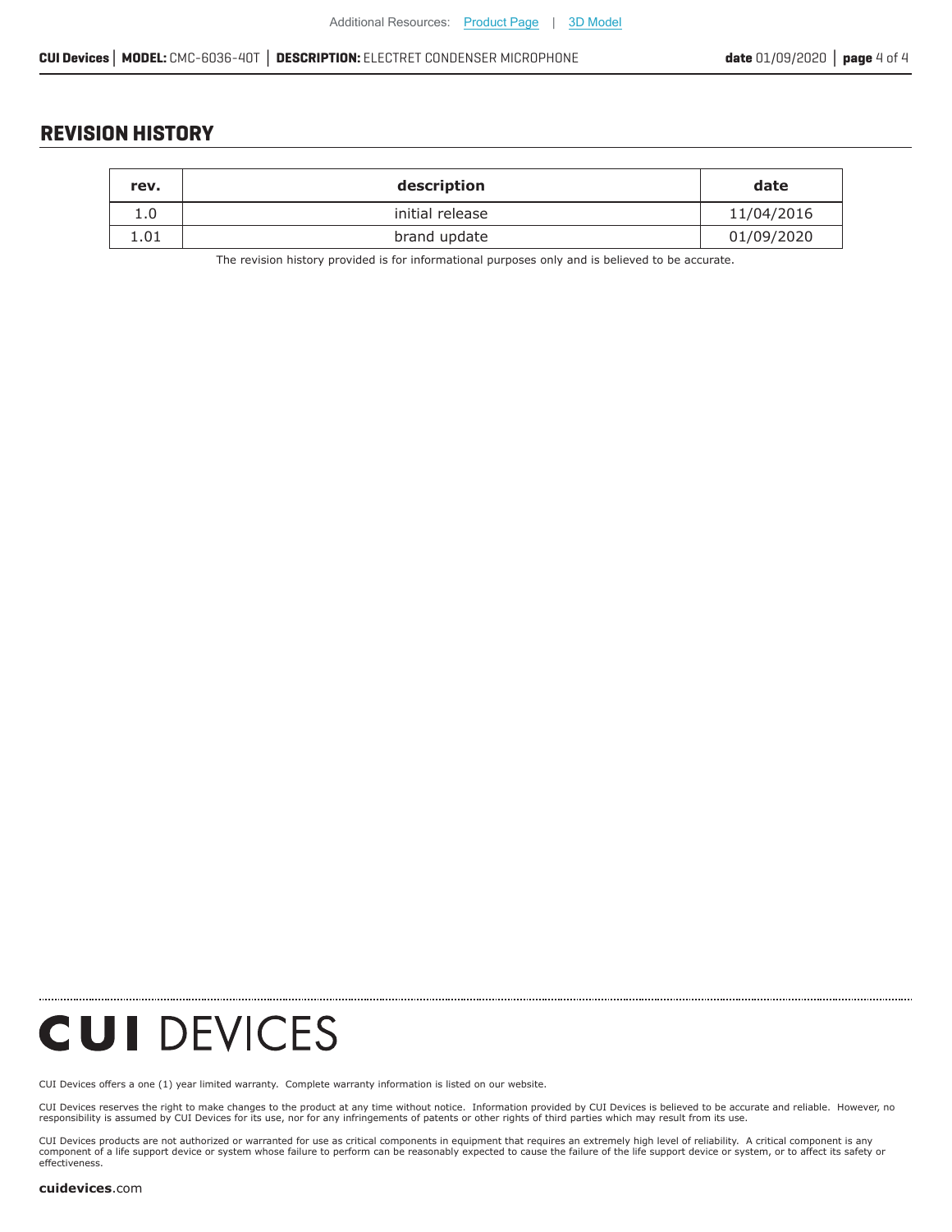## REVISION HISTORY

| rev. | description | date |
|---|---|---|
| 1.0 | initial release | 11/04/2016 |
| 1.01 | brand update | 01/09/2020 |

The revision history provided is for informational purposes only and is believed to be accurate.

**CUI DEVICES**

CUI Devices offers a one (1) year limited warranty. Complete warranty information is listed on our website.

CUI Devices reserves the right to make changes to the product at any time without notice. Information provided by CUI Devices is believed to be accurate and reliable. However, no responsibility is assumed by CUI Devices for its use, nor for any infringements of patents or other rights of third parties which may result from its use.

CUI Devices products are not authorized or warranted for use as critical components in equipment that requires an extremely high level of reliability. A critical component is any component of a life support device or system whose failure to perform can be reasonably expected to cause the failure of the life support device or system, or to affect its safety or effectiveness.

**cuidevices**.com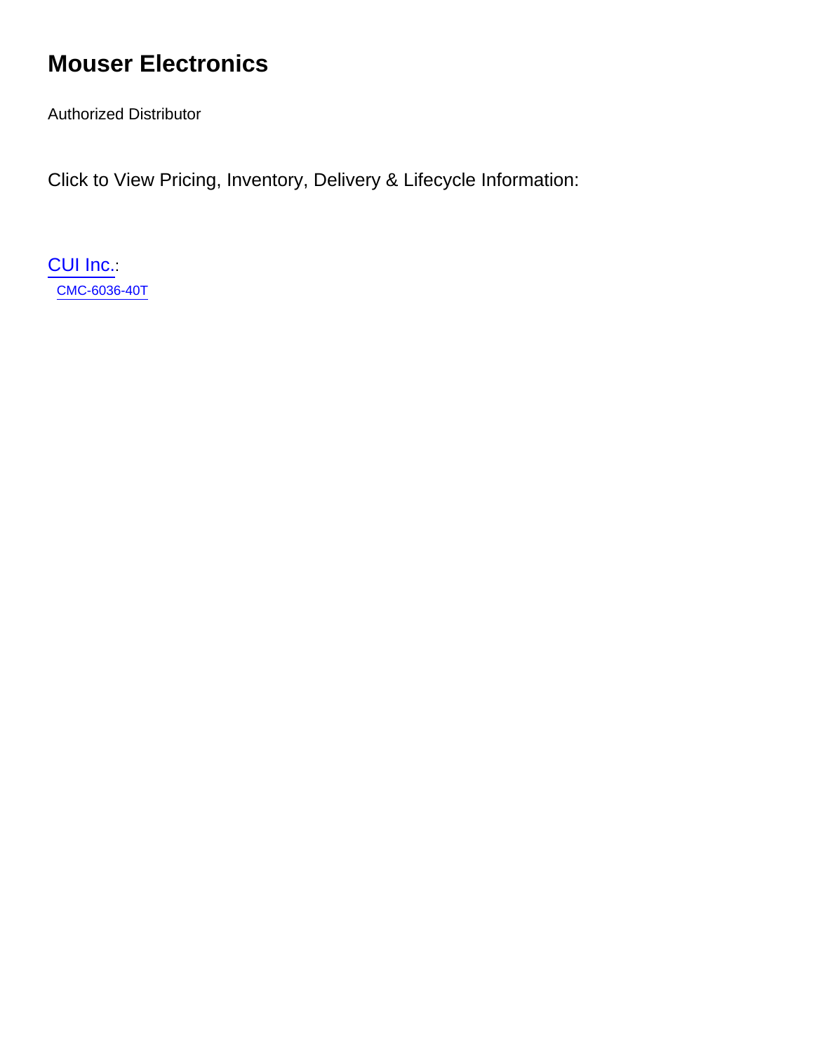# Mouser Electronics

Authorized Distributor

Click to View Pricing, Inventory, Delivery & Lifecycle Information:

CUI Inc.:

CMC-6036-40T